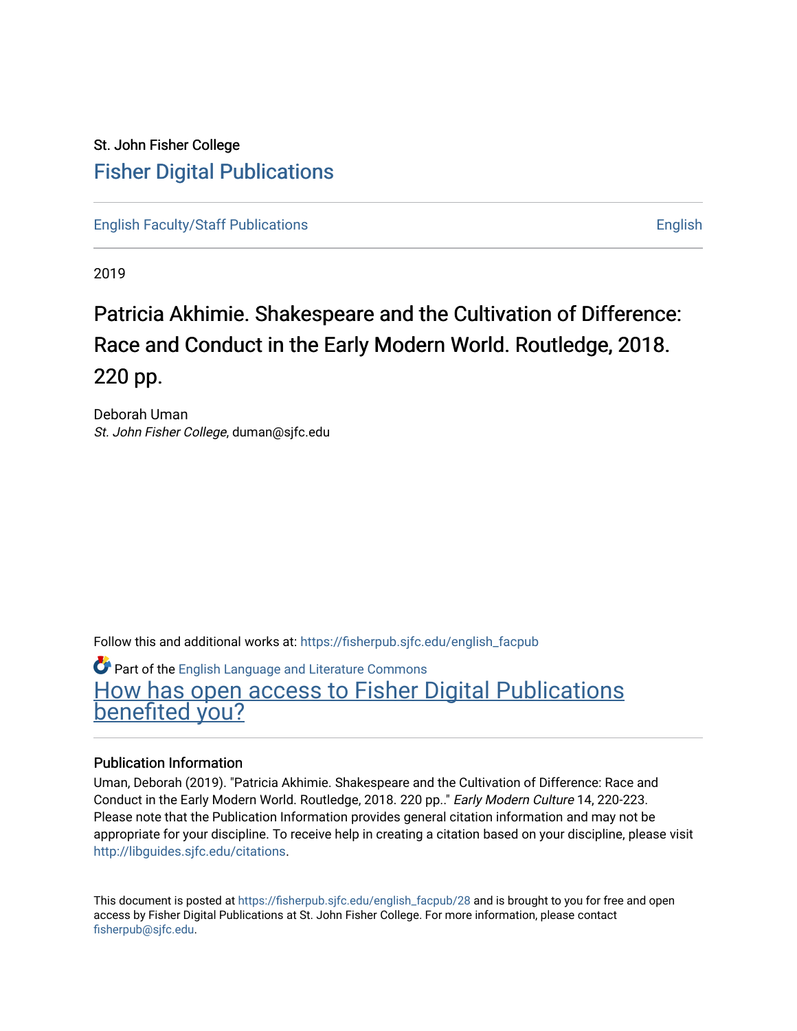St. John Fisher College

Fisher Digital Publications

English Faculty/Staff Publications | English

2019

# Patricia Akhimie. Shakespeare and the Cultivation of Difference: Race and Conduct in the Early Modern World. Routledge, 2018. 220 pp.

Deborah Uman
*St. John Fisher College*, duman@sjfc.edu

Follow this and additional works at: https://fisherpub.sjfc.edu/english_facpub

Part of the English Language and Literature Commons

How has open access to Fisher Digital Publications benefited you?

### Publication Information

Uman, Deborah (2019). "Patricia Akhimie. Shakespeare and the Cultivation of Difference: Race and Conduct in the Early Modern World. Routledge, 2018. 220 pp.." *Early Modern Culture* 14, 220-223.
Please note that the Publication Information provides general citation information and may not be appropriate for your discipline. To receive help in creating a citation based on your discipline, please visit http://libguides.sjfc.edu/citations.

This document is posted at https://fisherpub.sjfc.edu/english_facpub/28 and is brought to you for free and open access by Fisher Digital Publications at St. John Fisher College. For more information, please contact fisherpub@sjfc.edu.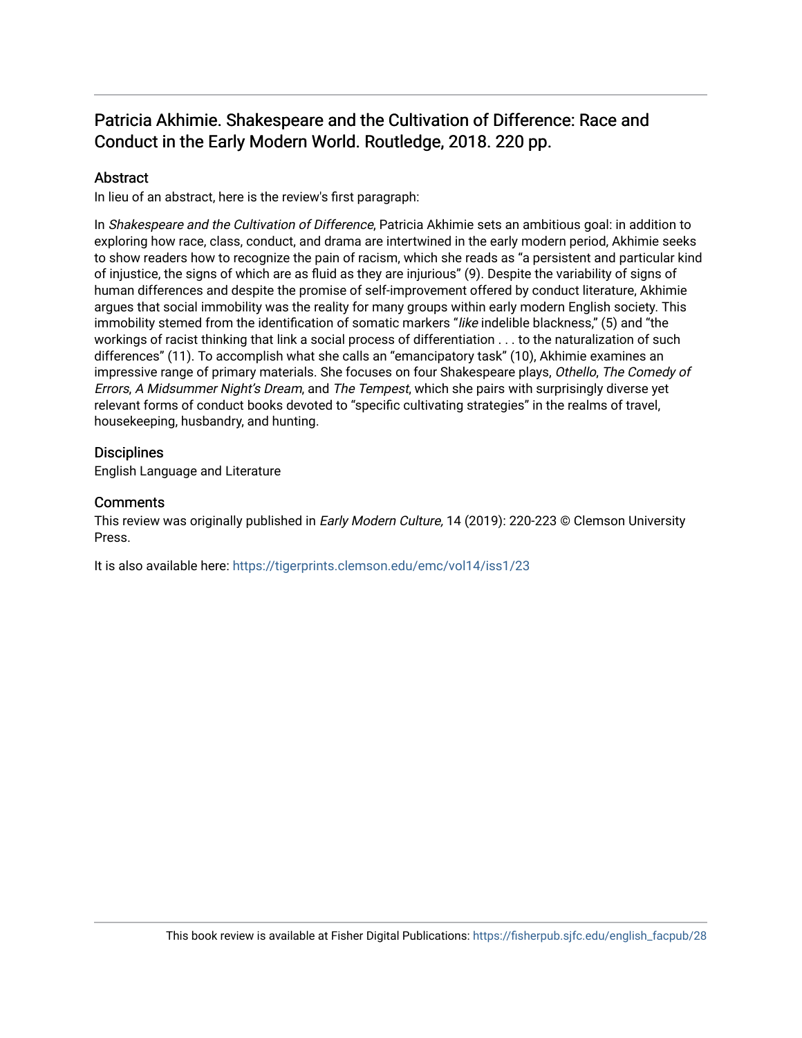## Patricia Akhimie. Shakespeare and the Cultivation of Difference: Race and Conduct in the Early Modern World. Routledge, 2018. 220 pp.

### Abstract

In lieu of an abstract, here is the review's first paragraph:

In *Shakespeare and the Cultivation of Difference*, Patricia Akhimie sets an ambitious goal: in addition to exploring how race, class, conduct, and drama are intertwined in the early modern period, Akhimie seeks to show readers how to recognize the pain of racism, which she reads as "a persistent and particular kind of injustice, the signs of which are as fluid as they are injurious" (9). Despite the variability of signs of human differences and despite the promise of self-improvement offered by conduct literature, Akhimie argues that social immobility was the reality for many groups within early modern English society. This immobility stemed from the identification of somatic markers "*like* indelible blackness," (5) and "the workings of racist thinking that link a social process of differentiation . . . to the naturalization of such differences" (11). To accomplish what she calls an "emancipatory task" (10), Akhimie examines an impressive range of primary materials. She focuses on four Shakespeare plays, *Othello*, *The Comedy of Errors*, *A Midsummer Night's Dream*, and *The Tempest*, which she pairs with surprisingly diverse yet relevant forms of conduct books devoted to "specific cultivating strategies" in the realms of travel, housekeeping, husbandry, and hunting.

### Disciplines

English Language and Literature

### Comments

This review was originally published in *Early Modern Culture,* 14 (2019): 220-223 © Clemson University Press.

It is also available here: https://tigerprints.clemson.edu/emc/vol14/iss1/23

This book review is available at Fisher Digital Publications: https://fisherpub.sjfc.edu/english_facpub/28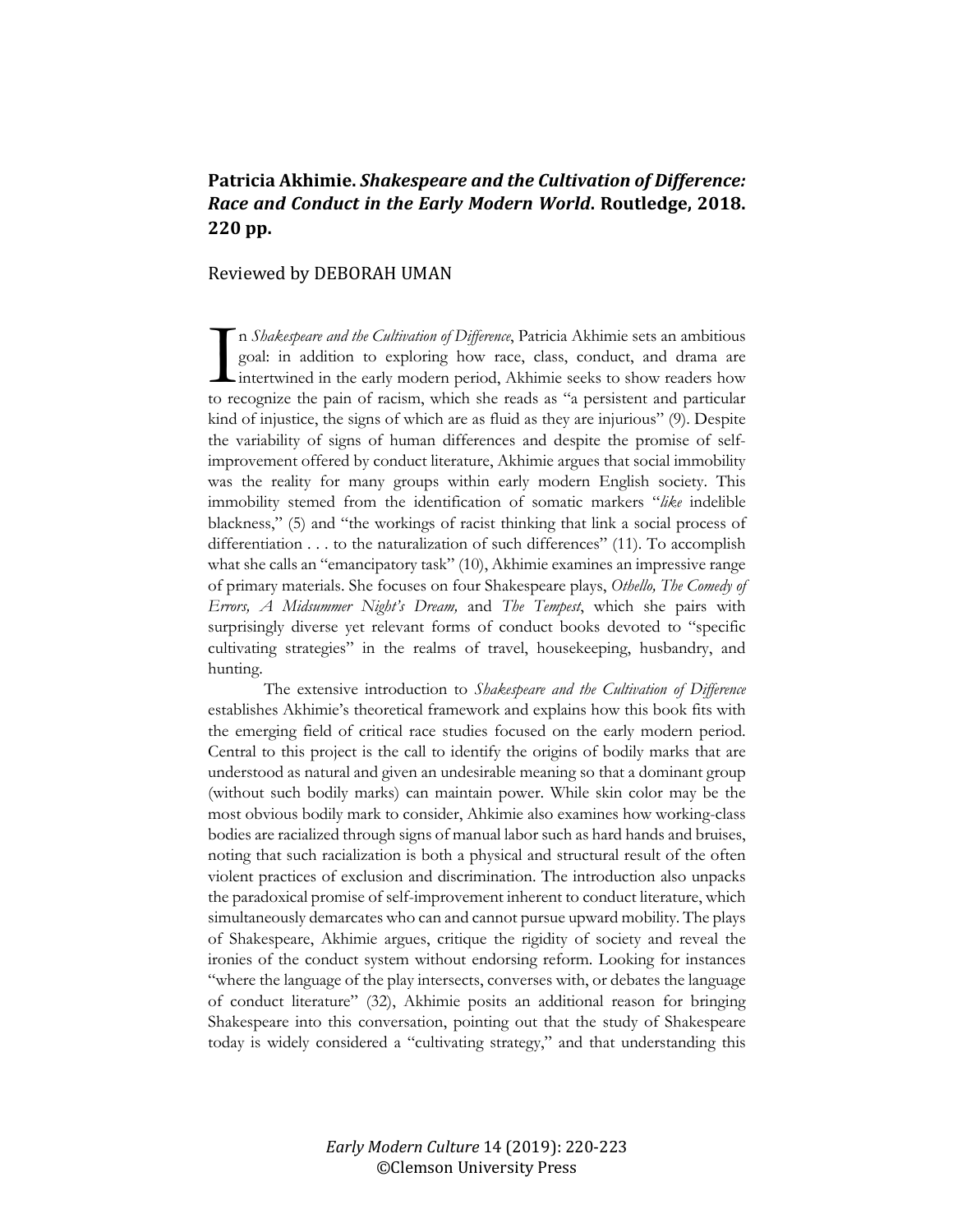**Patricia Akhimie. *Shakespeare and the Cultivation of Difference: Race and Conduct in the Early Modern World*. Routledge, 2018. 220 pp.**

Reviewed by DEBORAH UMAN

In *Shakespeare and the Cultivation of Difference*, Patricia Akhimie sets an ambitious goal: in addition to exploring how race, class, conduct, and drama are intertwined in the early modern period, Akhimie seeks to show readers how to recognize the pain of racism, which she reads as "a persistent and particular kind of injustice, the signs of which are as fluid as they are injurious" (9). Despite the variability of signs of human differences and despite the promise of self-improvement offered by conduct literature, Akhimie argues that social immobility was the reality for many groups within early modern English society. This immobility stemmed from the identification of somatic markers "*like* indelible blackness," (5) and "the workings of racist thinking that link a social process of differentiation . . . to the naturalization of such differences" (11). To accomplish what she calls an "emancipatory task" (10), Akhimie examines an impressive range of primary materials. She focuses on four Shakespeare plays, *Othello, The Comedy of Errors, A Midsummer Night's Dream,* and *The Tempest*, which she pairs with surprisingly diverse yet relevant forms of conduct books devoted to "specific cultivating strategies" in the realms of travel, housekeeping, husbandry, and hunting.

The extensive introduction to *Shakespeare and the Cultivation of Difference* establishes Akhimie's theoretical framework and explains how this book fits with the emerging field of critical race studies focused on the early modern period. Central to this project is the call to identify the origins of bodily marks that are understood as natural and given an undesirable meaning so that a dominant group (without such bodily marks) can maintain power. While skin color may be the most obvious bodily mark to consider, Ahkimie also examines how working-class bodies are racialized through signs of manual labor such as hard hands and bruises, noting that such racialization is both a physical and structural result of the often violent practices of exclusion and discrimination. The introduction also unpacks the paradoxical promise of self-improvement inherent to conduct literature, which simultaneously demarcates who can and cannot pursue upward mobility. The plays of Shakespeare, Akhimie argues, critique the rigidity of society and reveal the ironies of the conduct system without endorsing reform. Looking for instances "where the language of the play intersects, converses with, or debates the language of conduct literature" (32), Akhimie posits an additional reason for bringing Shakespeare into this conversation, pointing out that the study of Shakespeare today is widely considered a "cultivating strategy," and that understanding this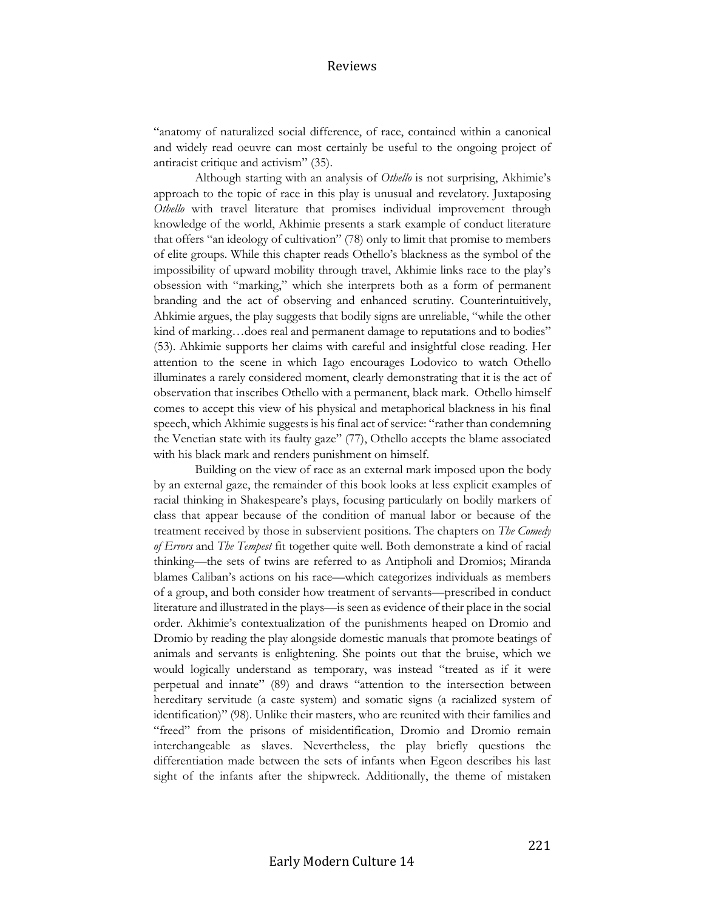"anatomy of naturalized social difference, of race, contained within a canonical and widely read oeuvre can most certainly be useful to the ongoing project of antiracist critique and activism" (35).

Although starting with an analysis of *Othello* is not surprising, Akhimie's approach to the topic of race in this play is unusual and revelatory. Juxtaposing *Othello* with travel literature that promises individual improvement through knowledge of the world, Akhimie presents a stark example of conduct literature that offers "an ideology of cultivation" (78) only to limit that promise to members of elite groups. While this chapter reads Othello's blackness as the symbol of the impossibility of upward mobility through travel, Akhimie links race to the play's obsession with "marking," which she interprets both as a form of permanent branding and the act of observing and enhanced scrutiny. Counterintuitively, Ahkimie argues, the play suggests that bodily signs are unreliable, "while the other kind of marking…does real and permanent damage to reputations and to bodies" (53). Ahkimie supports her claims with careful and insightful close reading. Her attention to the scene in which Iago encourages Lodovico to watch Othello illuminates a rarely considered moment, clearly demonstrating that it is the act of observation that inscribes Othello with a permanent, black mark. Othello himself comes to accept this view of his physical and metaphorical blackness in his final speech, which Akhimie suggests is his final act of service: "rather than condemning the Venetian state with its faulty gaze" (77), Othello accepts the blame associated with his black mark and renders punishment on himself.

Building on the view of race as an external mark imposed upon the body by an external gaze, the remainder of this book looks at less explicit examples of racial thinking in Shakespeare's plays, focusing particularly on bodily markers of class that appear because of the condition of manual labor or because of the treatment received by those in subservient positions. The chapters on *The Comedy of Errors* and *The Tempest* fit together quite well. Both demonstrate a kind of racial thinking—the sets of twins are referred to as Antipholi and Dromios; Miranda blames Caliban's actions on his race—which categorizes individuals as members of a group, and both consider how treatment of servants—prescribed in conduct literature and illustrated in the plays—is seen as evidence of their place in the social order. Akhimie's contextualization of the punishments heaped on Dromio and Dromio by reading the play alongside domestic manuals that promote beatings of animals and servants is enlightening. She points out that the bruise, which we would logically understand as temporary, was instead "treated as if it were perpetual and innate" (89) and draws "attention to the intersection between hereditary servitude (a caste system) and somatic signs (a racialized system of identification)" (98). Unlike their masters, who are reunited with their families and "freed" from the prisons of misidentification, Dromio and Dromio remain interchangeable as slaves. Nevertheless, the play briefly questions the differentiation made between the sets of infants when Egeon describes his last sight of the infants after the shipwreck. Additionally, the theme of mistaken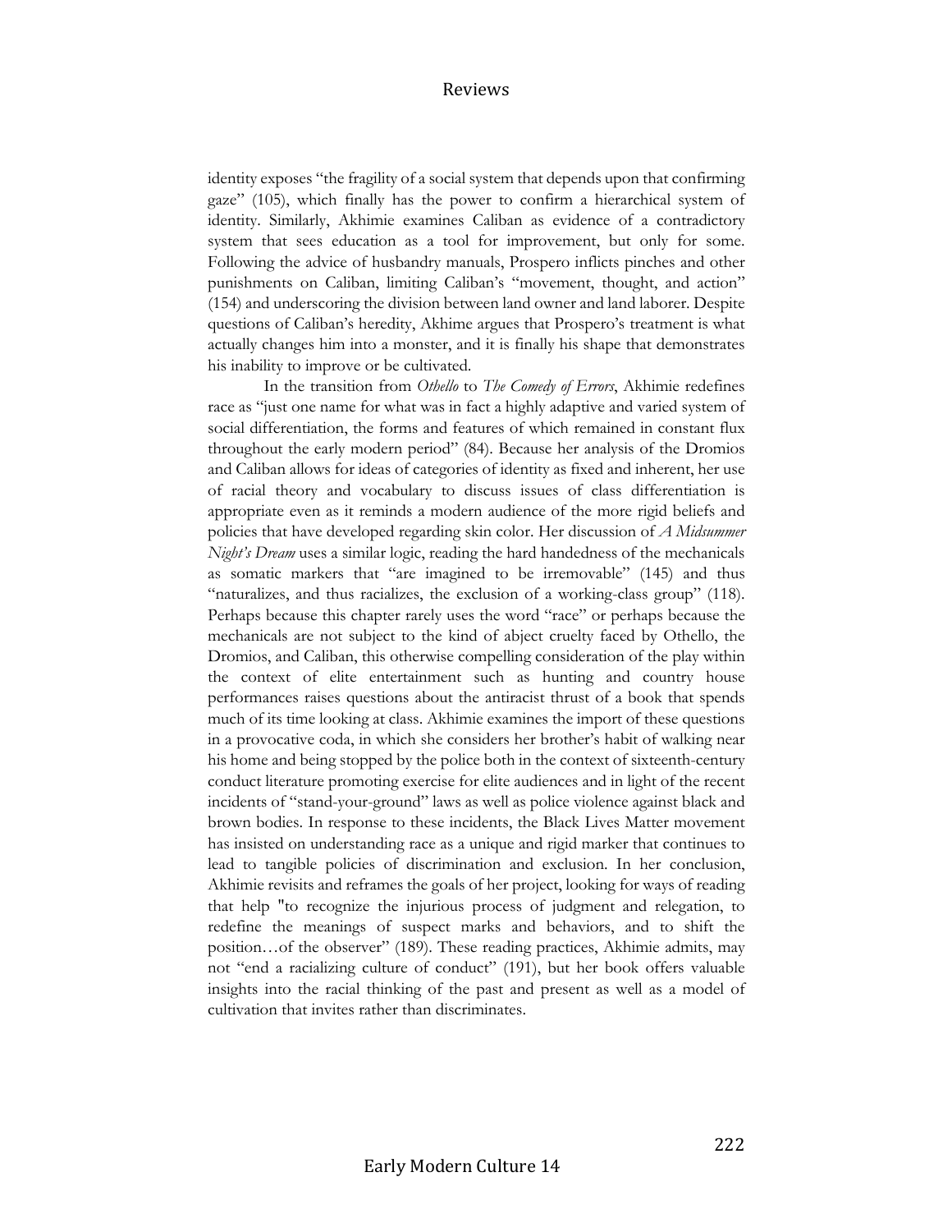identity exposes "the fragility of a social system that depends upon that confirming gaze" (105), which finally has the power to confirm a hierarchical system of identity. Similarly, Akhimie examines Caliban as evidence of a contradictory system that sees education as a tool for improvement, but only for some. Following the advice of husbandry manuals, Prospero inflicts pinches and other punishments on Caliban, limiting Caliban's "movement, thought, and action" (154) and underscoring the division between land owner and land laborer. Despite questions of Caliban's heredity, Akhime argues that Prospero's treatment is what actually changes him into a monster, and it is finally his shape that demonstrates his inability to improve or be cultivated.

In the transition from *Othello* to *The Comedy of Errors*, Akhimie redefines race as "just one name for what was in fact a highly adaptive and varied system of social differentiation, the forms and features of which remained in constant flux throughout the early modern period" (84). Because her analysis of the Dromios and Caliban allows for ideas of categories of identity as fixed and inherent, her use of racial theory and vocabulary to discuss issues of class differentiation is appropriate even as it reminds a modern audience of the more rigid beliefs and policies that have developed regarding skin color. Her discussion of *A Midsummer Night's Dream* uses a similar logic, reading the hard handedness of the mechanicals as somatic markers that "are imagined to be irremovable" (145) and thus "naturalizes, and thus racializes, the exclusion of a working-class group" (118). Perhaps because this chapter rarely uses the word "race" or perhaps because the mechanicals are not subject to the kind of abject cruelty faced by Othello, the Dromios, and Caliban, this otherwise compelling consideration of the play within the context of elite entertainment such as hunting and country house performances raises questions about the antiracist thrust of a book that spends much of its time looking at class. Akhimie examines the import of these questions in a provocative coda, in which she considers her brother's habit of walking near his home and being stopped by the police both in the context of sixteenth-century conduct literature promoting exercise for elite audiences and in light of the recent incidents of "stand-your-ground" laws as well as police violence against black and brown bodies. In response to these incidents, the Black Lives Matter movement has insisted on understanding race as a unique and rigid marker that continues to lead to tangible policies of discrimination and exclusion. In her conclusion, Akhimie revisits and reframes the goals of her project, looking for ways of reading that help "to recognize the injurious process of judgment and relegation, to redefine the meanings of suspect marks and behaviors, and to shift the position…of the observer" (189). These reading practices, Akhimie admits, may not "end a racializing culture of conduct" (191), but her book offers valuable insights into the racial thinking of the past and present as well as a model of cultivation that invites rather than discriminates.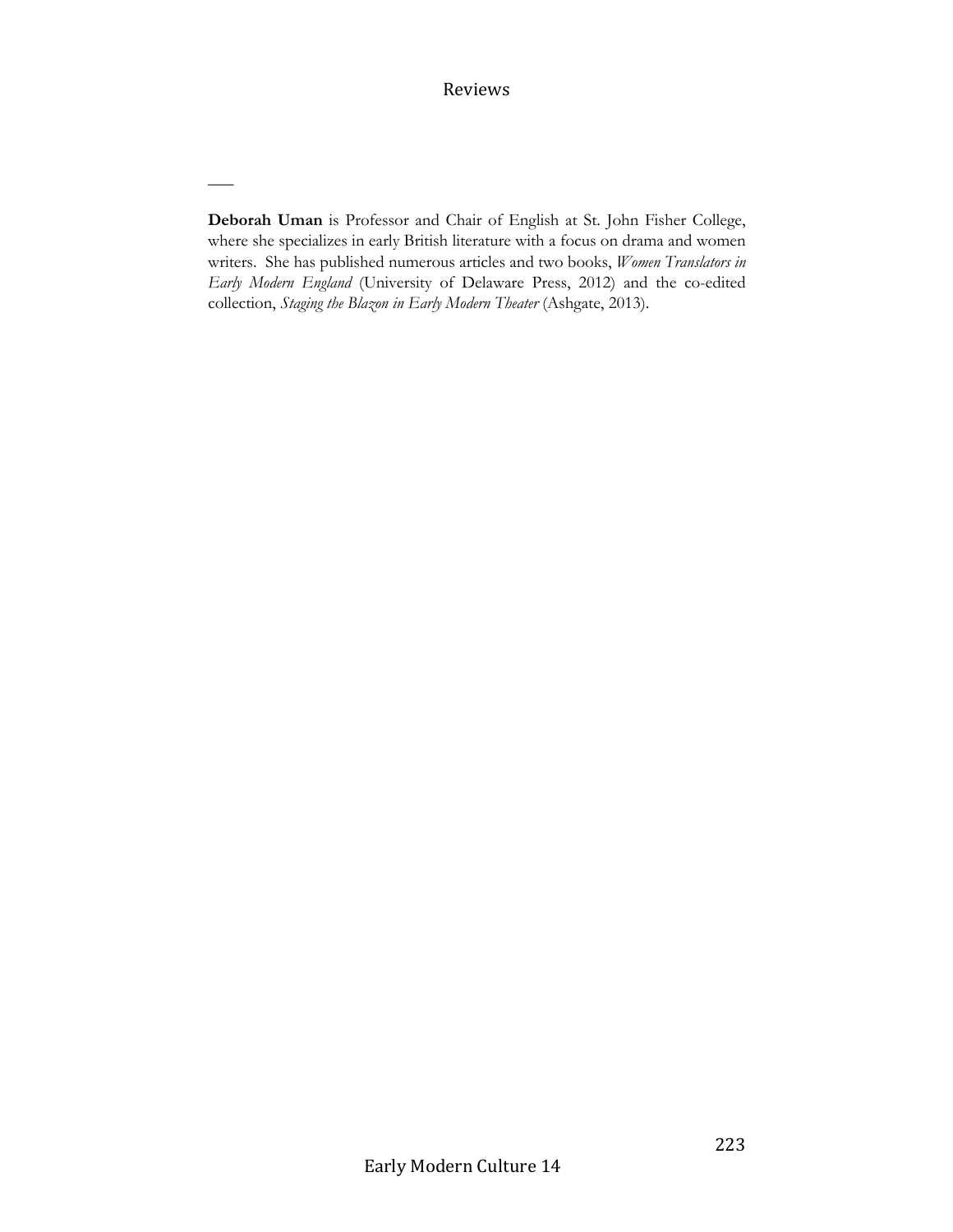___

**Deborah Uman** is Professor and Chair of English at St. John Fisher College, where she specializes in early British literature with a focus on drama and women writers. She has published numerous articles and two books, *Women Translators in Early Modern England* (University of Delaware Press, 2012) and the co-edited collection, *Staging the Blazon in Early Modern Theater* (Ashgate, 2013).